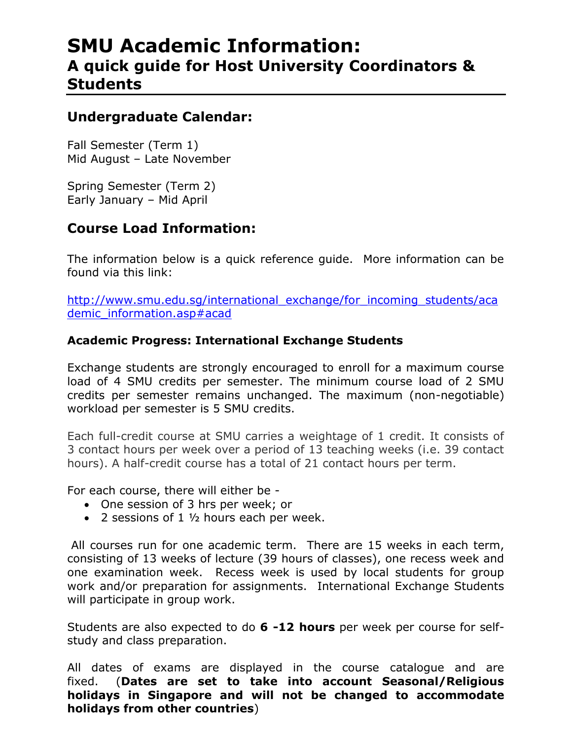# SMU Academic Information:
## A quick guide for Host University Coordinators & Students

## Undergraduate Calendar:

Fall Semester (Term 1)
Mid August – Late November

Spring Semester (Term 2)
Early January – Mid April

## Course Load Information:

The information below is a quick reference guide. More information can be found via this link:

http://www.smu.edu.sg/international_exchange/for_incoming_students/academic_information.asp#acad

### Academic Progress: International Exchange Students

Exchange students are strongly encouraged to enroll for a maximum course load of 4 SMU credits per semester. The minimum course load of 2 SMU credits per semester remains unchanged. The maximum (non-negotiable) workload per semester is 5 SMU credits.

Each full-credit course at SMU carries a weightage of 1 credit. It consists of 3 contact hours per week over a period of 13 teaching weeks (i.e. 39 contact hours). A half-credit course has a total of 21 contact hours per term.

For each course, there will either be -

- One session of 3 hrs per week; or
- 2 sessions of 1 ½ hours each per week.

All courses run for one academic term. There are 15 weeks in each term, consisting of 13 weeks of lecture (39 hours of classes), one recess week and one examination week. Recess week is used by local students for group work and/or preparation for assignments. International Exchange Students will participate in group work.

Students are also expected to do **6 -12 hours** per week per course for self-study and class preparation.

All dates of exams are displayed in the course catalogue and are fixed. (**Dates are set to take into account Seasonal/Religious holidays in Singapore and will not be changed to accommodate holidays from other countries**)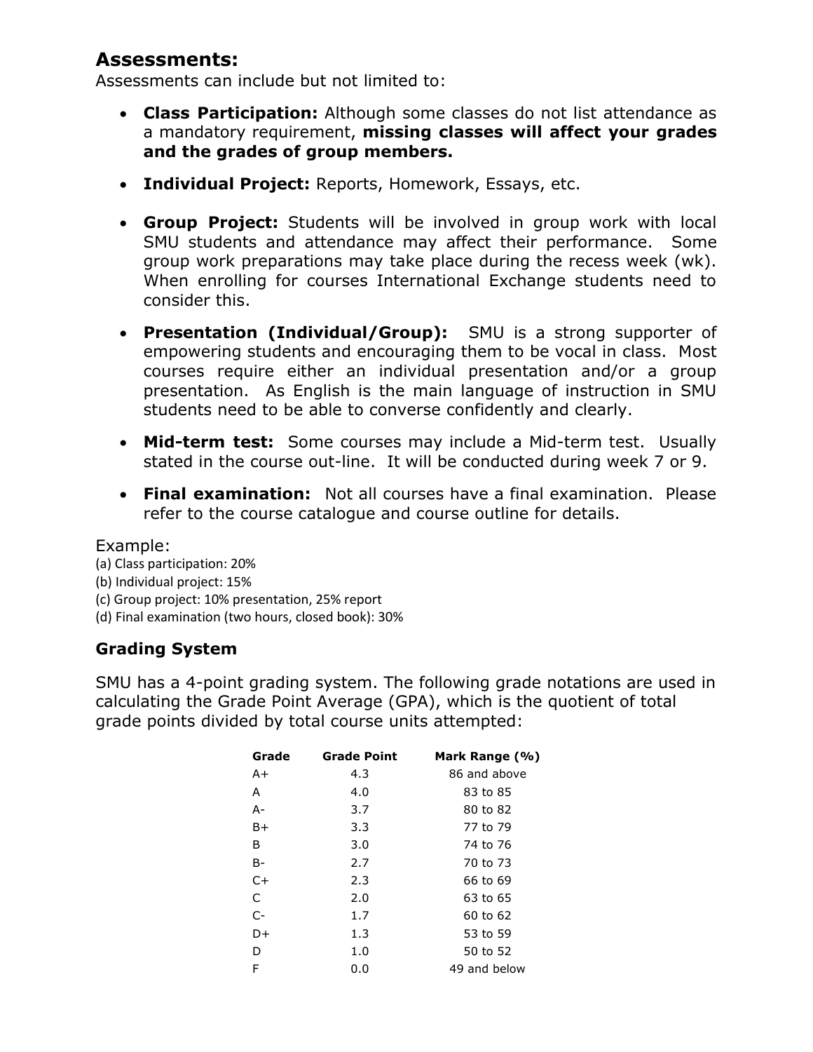## Assessments:

Assessments can include but not limited to:

- **Class Participation:** Although some classes do not list attendance as a mandatory requirement, **missing classes will affect your grades and the grades of group members.**
- **Individual Project:** Reports, Homework, Essays, etc.
- **Group Project:** Students will be involved in group work with local SMU students and attendance may affect their performance. Some group work preparations may take place during the recess week (wk). When enrolling for courses International Exchange students need to consider this.
- **Presentation (Individual/Group):** SMU is a strong supporter of empowering students and encouraging them to be vocal in class. Most courses require either an individual presentation and/or a group presentation. As English is the main language of instruction in SMU students need to be able to converse confidently and clearly.
- **Mid-term test:** Some courses may include a Mid-term test. Usually stated in the course out-line. It will be conducted during week 7 or 9.
- **Final examination:** Not all courses have a final examination. Please refer to the course catalogue and course outline for details.

Example:

(a) Class participation: 20%
(b) Individual project: 15%
(c) Group project: 10% presentation, 25% report
(d) Final examination (two hours, closed book): 30%

### Grading System

SMU has a 4-point grading system. The following grade notations are used in calculating the Grade Point Average (GPA), which is the quotient of total grade points divided by total course units attempted:

| Grade | Grade Point | Mark Range (%) |
|---|---|---|
| A+ | 4.3 | 86 and above |
| A | 4.0 | 83 to 85 |
| A- | 3.7 | 80 to 82 |
| B+ | 3.3 | 77 to 79 |
| B | 3.0 | 74 to 76 |
| B- | 2.7 | 70 to 73 |
| C+ | 2.3 | 66 to 69 |
| C | 2.0 | 63 to 65 |
| C- | 1.7 | 60 to 62 |
| D+ | 1.3 | 53 to 59 |
| D | 1.0 | 50 to 52 |
| F | 0.0 | 49 and below |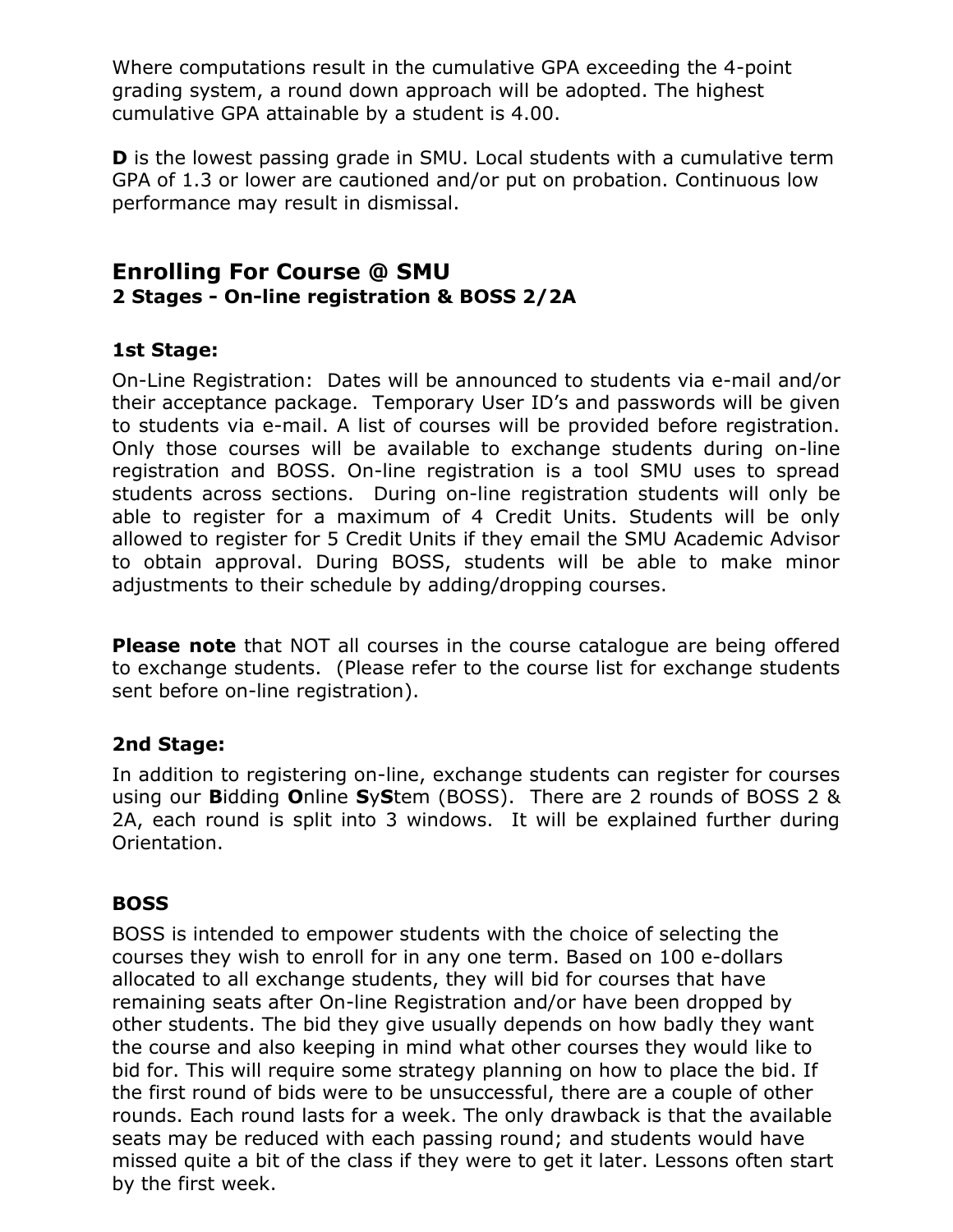Where computations result in the cumulative GPA exceeding the 4-point grading system, a round down approach will be adopted. The highest cumulative GPA attainable by a student is 4.00.

**D** is the lowest passing grade in SMU. Local students with a cumulative term GPA of 1.3 or lower are cautioned and/or put on probation. Continuous low performance may result in dismissal.

## Enrolling For Course @ SMU

### 2 Stages - On-line registration & BOSS 2/2A

**1st Stage:**

On-Line Registration: Dates will be announced to students via e-mail and/or their acceptance package. Temporary User ID's and passwords will be given to students via e-mail. A list of courses will be provided before registration. Only those courses will be available to exchange students during on-line registration and BOSS. On-line registration is a tool SMU uses to spread students across sections. During on-line registration students will only be able to register for a maximum of 4 Credit Units. Students will be only allowed to register for 5 Credit Units if they email the SMU Academic Advisor to obtain approval. During BOSS, students will be able to make minor adjustments to their schedule by adding/dropping courses.

**Please note** that NOT all courses in the course catalogue are being offered to exchange students. (Please refer to the course list for exchange students sent before on-line registration).

**2nd Stage:**

In addition to registering on-line, exchange students can register for courses using our **B**idding **O**nline **S**y**S**tem (BOSS). There are 2 rounds of BOSS 2 & 2A, each round is split into 3 windows. It will be explained further during Orientation.

**BOSS**

BOSS is intended to empower students with the choice of selecting the courses they wish to enroll for in any one term. Based on 100 e-dollars allocated to all exchange students, they will bid for courses that have remaining seats after On-line Registration and/or have been dropped by other students. The bid they give usually depends on how badly they want the course and also keeping in mind what other courses they would like to bid for. This will require some strategy planning on how to place the bid. If the first round of bids were to be unsuccessful, there are a couple of other rounds. Each round lasts for a week. The only drawback is that the available seats may be reduced with each passing round; and students would have missed quite a bit of the class if they were to get it later. Lessons often start by the first week.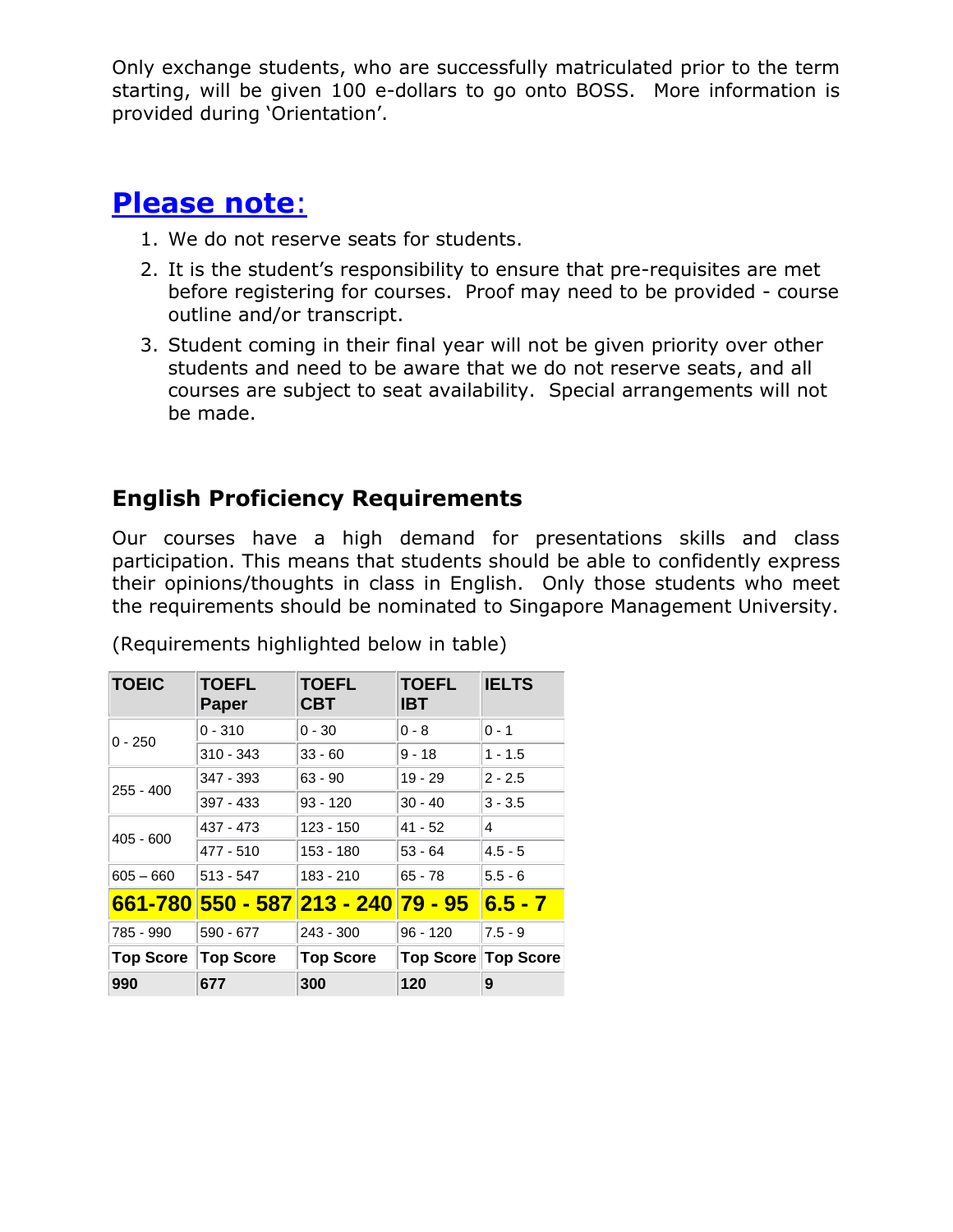Only exchange students, who are successfully matriculated prior to the term starting, will be given 100 e-dollars to go onto BOSS. More information is provided during 'Orientation'.

## Please note:

1. We do not reserve seats for students.
2. It is the student's responsibility to ensure that pre-requisites are met before registering for courses. Proof may need to be provided - course outline and/or transcript.
3. Student coming in their final year will not be given priority over other students and need to be aware that we do not reserve seats, and all courses are subject to seat availability. Special arrangements will not be made.

### English Proficiency Requirements

Our courses have a high demand for presentations skills and class participation. This means that students should be able to confidently express their opinions/thoughts in class in English. Only those students who meet the requirements should be nominated to Singapore Management University.

(Requirements highlighted below in table)

| TOEIC | TOEFL Paper | TOEFL CBT | TOEFL IBT | IELTS |
|---|---|---|---|---|
| 0 - 250 | 0 - 310 | 0 - 30 | 0 - 8 | 0 - 1 |
| | 310 - 343 | 33 - 60 | 9 - 18 | 1 - 1.5 |
| 255 - 400 | 347 - 393 | 63 - 90 | 19 - 29 | 2 - 2.5 |
| | 397 - 433 | 93 - 120 | 30 - 40 | 3 - 3.5 |
| 405 - 600 | 437 - 473 | 123 - 150 | 41 - 52 | 4 |
| | 477 - 510 | 153 - 180 | 53 - 64 | 4.5 - 5 |
| 605 – 660 | 513 - 547 | 183 - 210 | 65 - 78 | 5.5 - 6 |
| **661-780** | **550 - 587** | **213 - 240** | **79 - 95** | **6.5 - 7** |
| 785 - 990 | 590 - 677 | 243 - 300 | 96 - 120 | 7.5 - 9 |
| **Top Score** | **Top Score** | **Top Score** | **Top Score** | **Top Score** |
| **990** | **677** | **300** | **120** | **9** |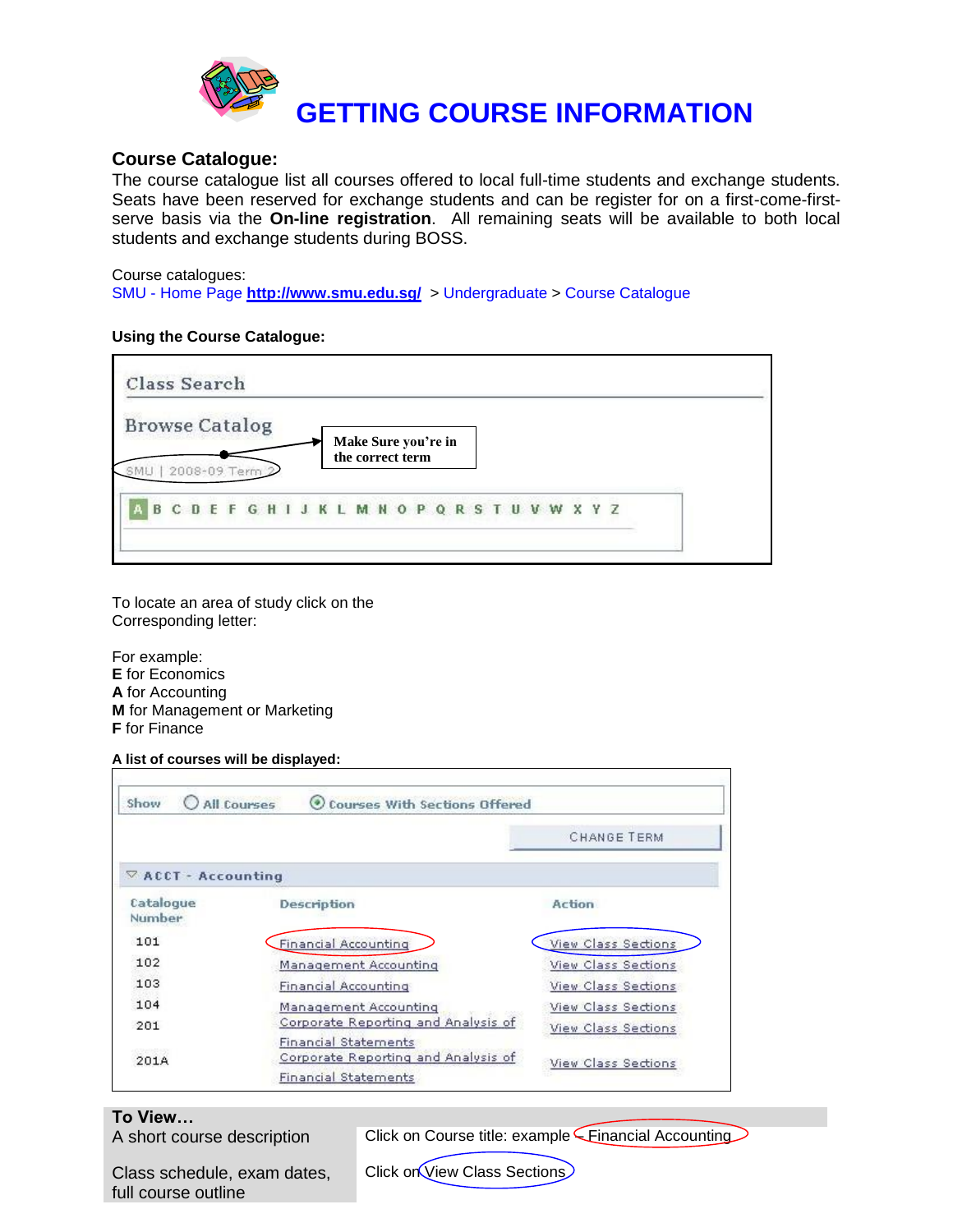# GETTING COURSE INFORMATION

## Course Catalogue:

The course catalogue list all courses offered to local full-time students and exchange students. Seats have been reserved for exchange students and can be register for on a first-come-first-serve basis via the **On-line registration**. All remaining seats will be available to both local students and exchange students during BOSS.

Course catalogues:
SMU - Home Page **http://www.smu.edu.sg/** > Undergraduate > Course Catalogue

### Using the Course Catalogue:

Class Search

Browse Catalog

SMU | 2008-09 Term 2

Make Sure you're in the correct term

A B C D E F G H I J K L M N O P Q R S T U V W X Y Z

To locate an area of study click on the Corresponding letter:

For example:
**E** for Economics
**A** for Accounting
**M** for Management or Marketing
**F** for Finance

**A list of courses will be displayed:**

Show ○ All Courses ⦿ Courses With Sections Offered

CHANGE TERM

ACCT - Accounting

| Catalogue Number | Description | Action |
|---|---|---|
| 101 | Financial Accounting | View Class Sections |
| 102 | Management Accounting | View Class Sections |
| 103 | Financial Accounting | View Class Sections |
| 104 | Management Accounting | View Class Sections |
| 201 | Corporate Reporting and Analysis of Financial Statements | View Class Sections |
| 201A | Corporate Reporting and Analysis of Financial Statements | View Class Sections |

| To View… | |
|---|---|
| A short course description | Click on Course title: example Financial Accounting |
| Class schedule, exam dates, full course outline | Click on View Class Sections |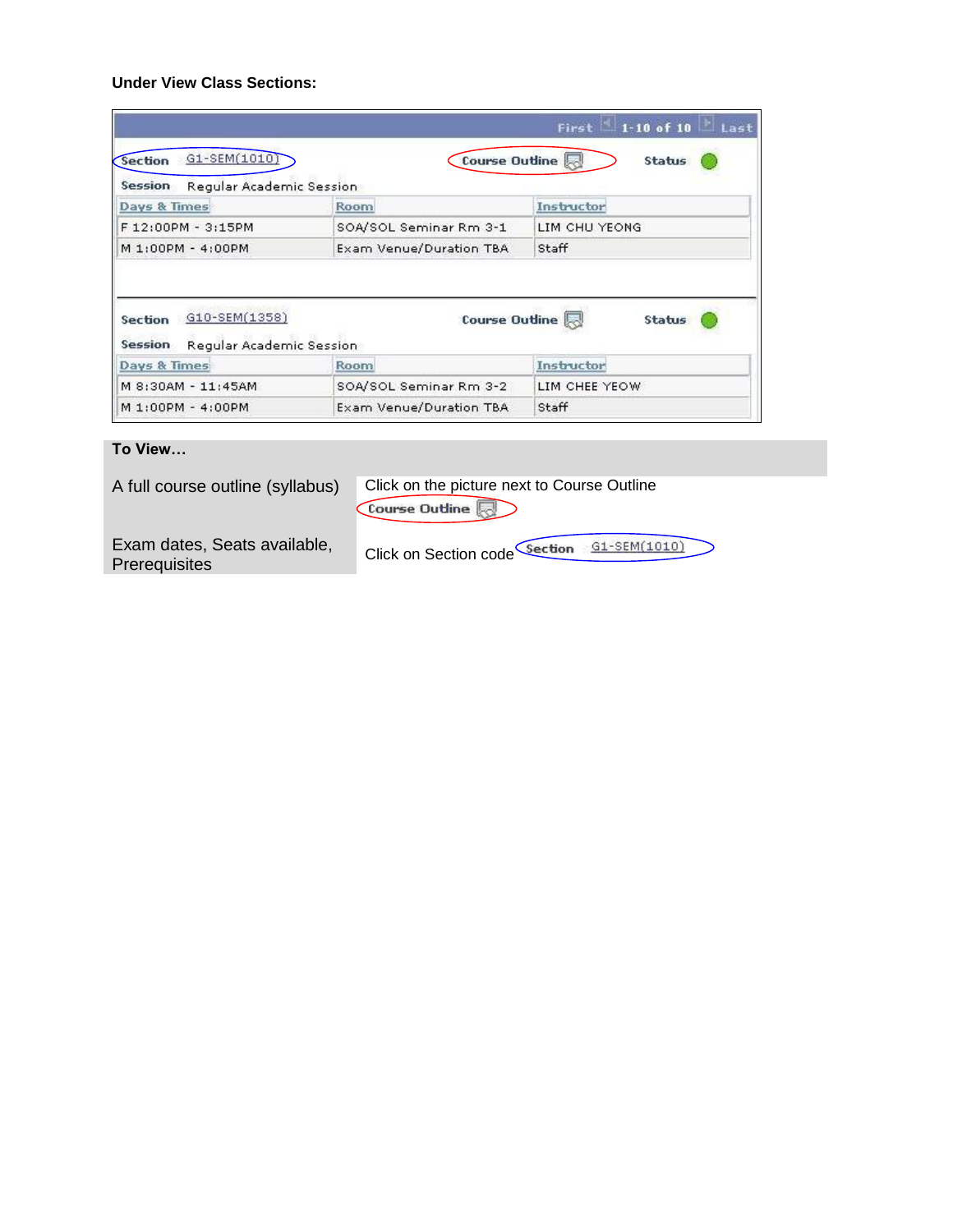**Under View Class Sections:**

First 1-10 of 10 Last

Section G1-SEM(1010) Course Outline Status

Session Regular Academic Session

| Days & Times | Room | Instructor |
|---|---|---|
| F 12:00PM - 3:15PM | SOA/SOL Seminar Rm 3-1 | LIM CHU YEONG |
| M 1:00PM - 4:00PM | Exam Venue/Duration TBA | Staff |

Section G10-SEM(1358) Course Outline Status

Session Regular Academic Session

| Days & Times | Room | Instructor |
|---|---|---|
| M 8:30AM - 11:45AM | SOA/SOL Seminar Rm 3-2 | LIM CHEE YEOW |
| M 1:00PM - 4:00PM | Exam Venue/Duration TBA | Staff |

| To View… | |
|---|---|
| A full course outline (syllabus) | Click on the picture next to Course Outline (Course Outline) |
| Exam dates, Seats available, Prerequisites | Click on Section code (Section G1-SEM(1010)) |